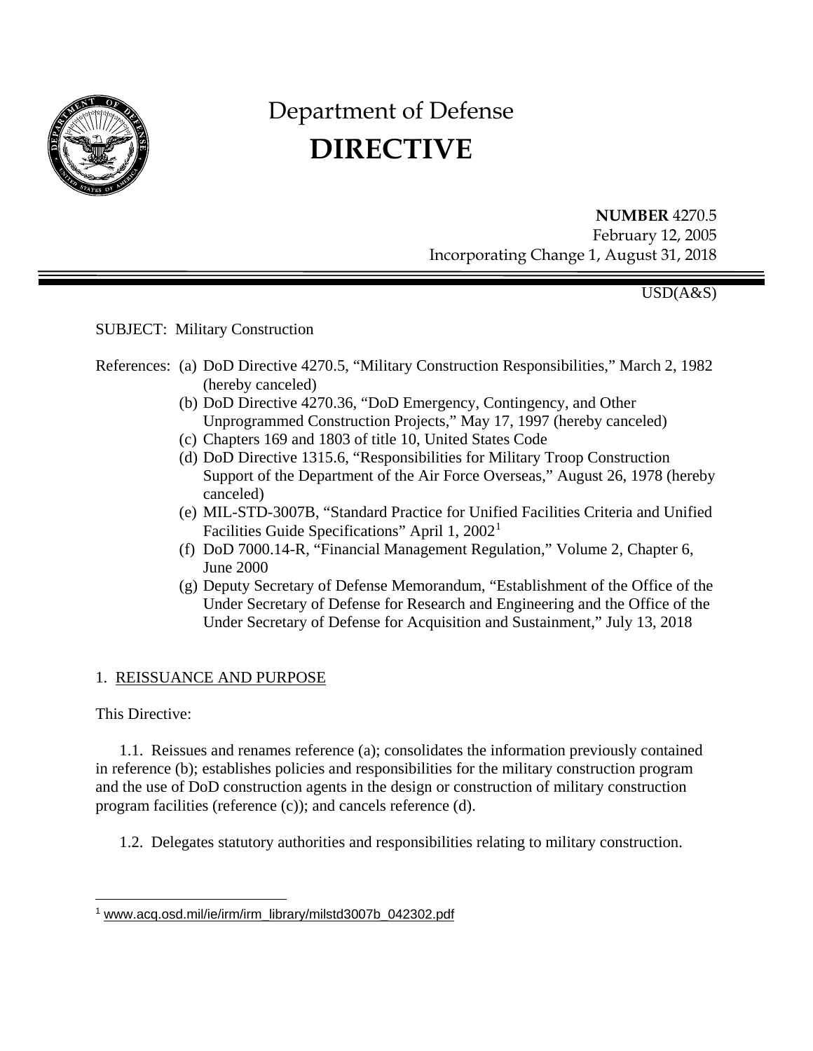# Department of Defense
# DIRECTIVE

**NUMBER** 4270.5
February 12, 2005
Incorporating Change 1, August 31, 2018

USD(A&S)

SUBJECT: Military Construction

References:
- (a) DoD Directive 4270.5, "Military Construction Responsibilities," March 2, 1982 (hereby canceled)
- (b) DoD Directive 4270.36, "DoD Emergency, Contingency, and Other Unprogrammed Construction Projects," May 17, 1997 (hereby canceled)
- (c) Chapters 169 and 1803 of title 10, United States Code
- (d) DoD Directive 1315.6, "Responsibilities for Military Troop Construction Support of the Department of the Air Force Overseas," August 26, 1978 (hereby canceled)
- (e) MIL-STD-3007B, "Standard Practice for Unified Facilities Criteria and Unified Facilities Guide Specifications" April 1, 2002[1]
- (f) DoD 7000.14-R, "Financial Management Regulation," Volume 2, Chapter 6, June 2000
- (g) Deputy Secretary of Defense Memorandum, "Establishment of the Office of the Under Secretary of Defense for Research and Engineering and the Office of the Under Secretary of Defense for Acquisition and Sustainment," July 13, 2018

## 1. REISSUANCE AND PURPOSE

This Directive:

1.1. Reissues and renames reference (a); consolidates the information previously contained in reference (b); establishes policies and responsibilities for the military construction program and the use of DoD construction agents in the design or construction of military construction program facilities (reference (c)); and cancels reference (d).

1.2. Delegates statutory authorities and responsibilities relating to military construction.

---

[1] www.acq.osd.mil/ie/irm/irm_library/milstd3007b_042302.pdf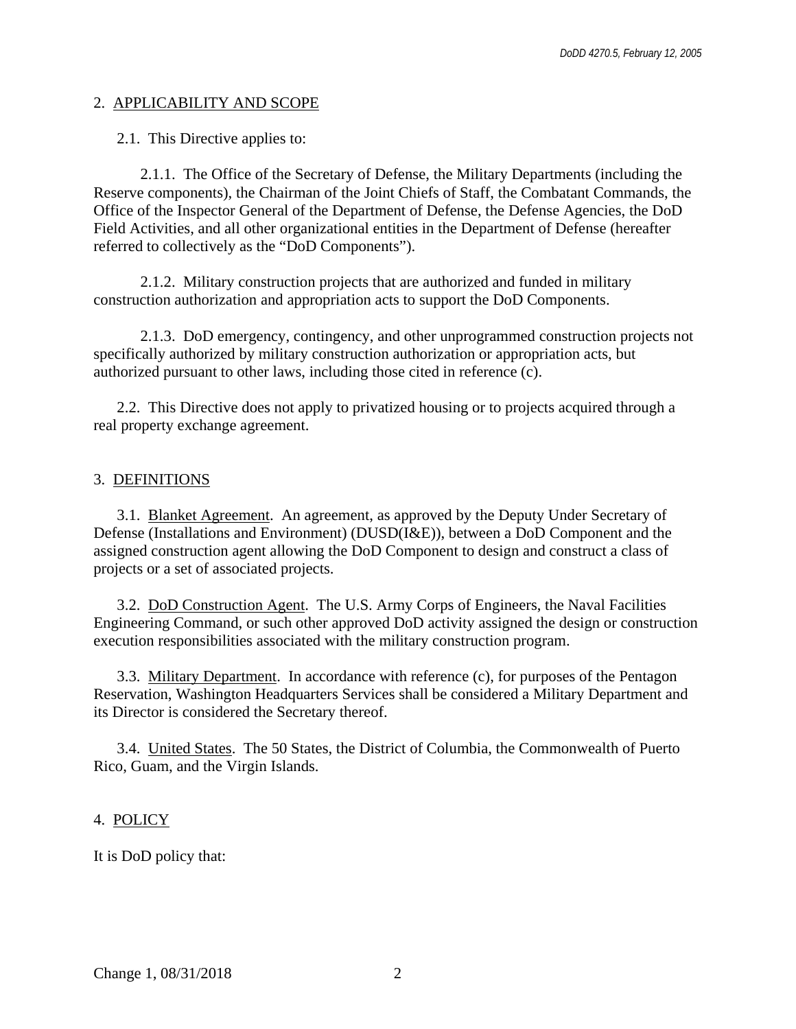## 2. APPLICABILITY AND SCOPE

2.1. This Directive applies to:

2.1.1. The Office of the Secretary of Defense, the Military Departments (including the Reserve components), the Chairman of the Joint Chiefs of Staff, the Combatant Commands, the Office of the Inspector General of the Department of Defense, the Defense Agencies, the DoD Field Activities, and all other organizational entities in the Department of Defense (hereafter referred to collectively as the "DoD Components").

2.1.2. Military construction projects that are authorized and funded in military construction authorization and appropriation acts to support the DoD Components.

2.1.3. DoD emergency, contingency, and other unprogrammed construction projects not specifically authorized by military construction authorization or appropriation acts, but authorized pursuant to other laws, including those cited in reference (c).

2.2. This Directive does not apply to privatized housing or to projects acquired through a real property exchange agreement.

## 3. DEFINITIONS

3.1. Blanket Agreement. An agreement, as approved by the Deputy Under Secretary of Defense (Installations and Environment) (DUSD(I&E)), between a DoD Component and the assigned construction agent allowing the DoD Component to design and construct a class of projects or a set of associated projects.

3.2. DoD Construction Agent. The U.S. Army Corps of Engineers, the Naval Facilities Engineering Command, or such other approved DoD activity assigned the design or construction execution responsibilities associated with the military construction program.

3.3. Military Department. In accordance with reference (c), for purposes of the Pentagon Reservation, Washington Headquarters Services shall be considered a Military Department and its Director is considered the Secretary thereof.

3.4. United States. The 50 States, the District of Columbia, the Commonwealth of Puerto Rico, Guam, and the Virgin Islands.

## 4. POLICY

It is DoD policy that: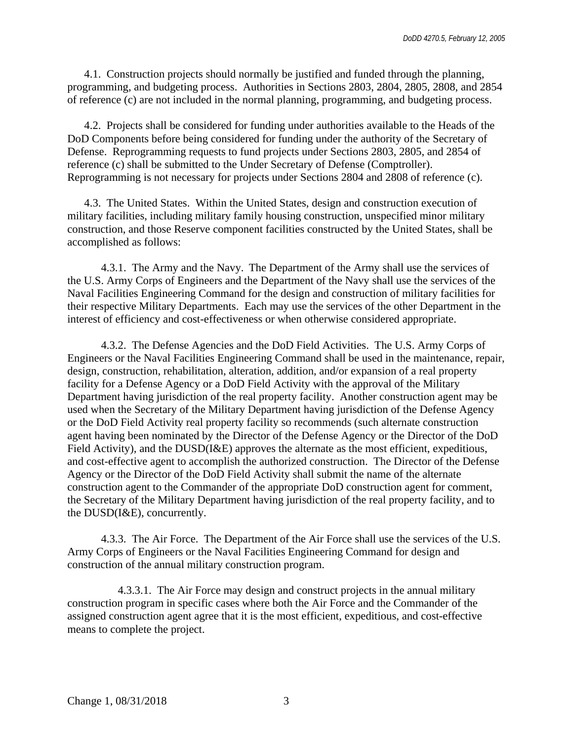4.1. Construction projects should normally be justified and funded through the planning, programming, and budgeting process. Authorities in Sections 2803, 2804, 2805, 2808, and 2854 of reference (c) are not included in the normal planning, programming, and budgeting process.

4.2. Projects shall be considered for funding under authorities available to the Heads of the DoD Components before being considered for funding under the authority of the Secretary of Defense. Reprogramming requests to fund projects under Sections 2803, 2805, and 2854 of reference (c) shall be submitted to the Under Secretary of Defense (Comptroller). Reprogramming is not necessary for projects under Sections 2804 and 2808 of reference (c).

4.3. The United States. Within the United States, design and construction execution of military facilities, including military family housing construction, unspecified minor military construction, and those Reserve component facilities constructed by the United States, shall be accomplished as follows:

4.3.1. The Army and the Navy. The Department of the Army shall use the services of the U.S. Army Corps of Engineers and the Department of the Navy shall use the services of the Naval Facilities Engineering Command for the design and construction of military facilities for their respective Military Departments. Each may use the services of the other Department in the interest of efficiency and cost-effectiveness or when otherwise considered appropriate.

4.3.2. The Defense Agencies and the DoD Field Activities. The U.S. Army Corps of Engineers or the Naval Facilities Engineering Command shall be used in the maintenance, repair, design, construction, rehabilitation, alteration, addition, and/or expansion of a real property facility for a Defense Agency or a DoD Field Activity with the approval of the Military Department having jurisdiction of the real property facility. Another construction agent may be used when the Secretary of the Military Department having jurisdiction of the Defense Agency or the DoD Field Activity real property facility so recommends (such alternate construction agent having been nominated by the Director of the Defense Agency or the Director of the DoD Field Activity), and the DUSD(I&E) approves the alternate as the most efficient, expeditious, and cost-effective agent to accomplish the authorized construction. The Director of the Defense Agency or the Director of the DoD Field Activity shall submit the name of the alternate construction agent to the Commander of the appropriate DoD construction agent for comment, the Secretary of the Military Department having jurisdiction of the real property facility, and to the DUSD(I&E), concurrently.

4.3.3. The Air Force. The Department of the Air Force shall use the services of the U.S. Army Corps of Engineers or the Naval Facilities Engineering Command for design and construction of the annual military construction program.

4.3.3.1. The Air Force may design and construct projects in the annual military construction program in specific cases where both the Air Force and the Commander of the assigned construction agent agree that it is the most efficient, expeditious, and cost-effective means to complete the project.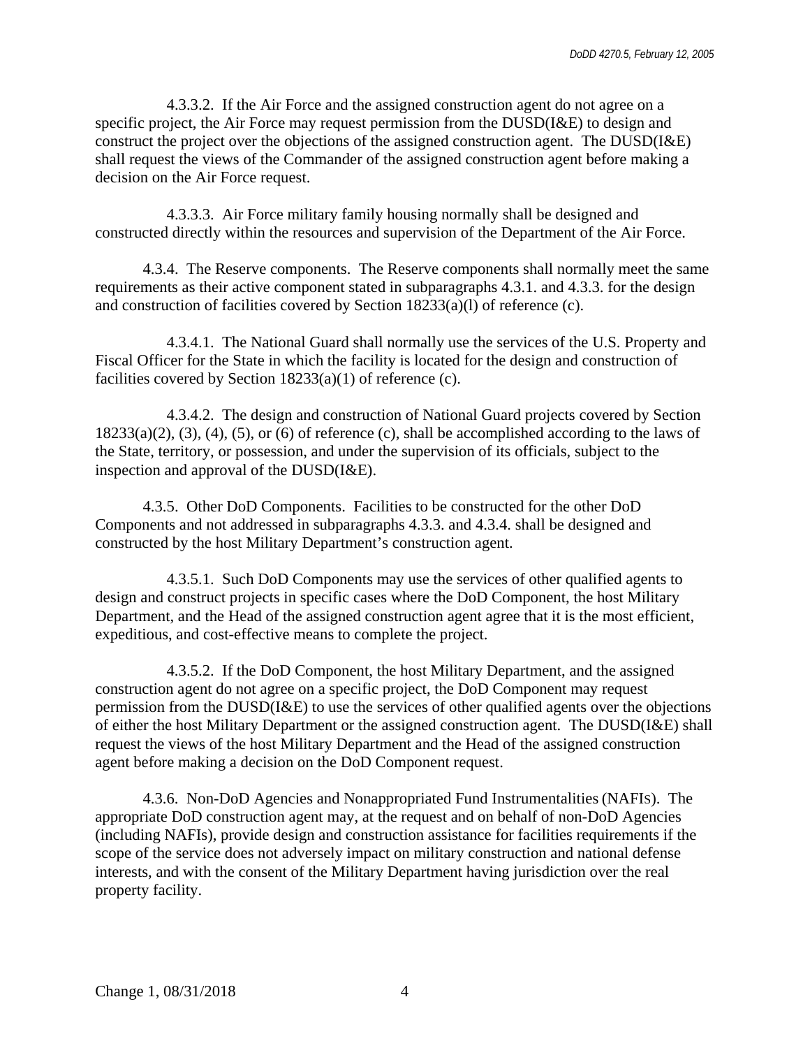4.3.3.2. If the Air Force and the assigned construction agent do not agree on a specific project, the Air Force may request permission from the DUSD(I&E) to design and construct the project over the objections of the assigned construction agent. The DUSD(I&E) shall request the views of the Commander of the assigned construction agent before making a decision on the Air Force request.

4.3.3.3. Air Force military family housing normally shall be designed and constructed directly within the resources and supervision of the Department of the Air Force.

4.3.4. The Reserve components. The Reserve components shall normally meet the same requirements as their active component stated in subparagraphs 4.3.1. and 4.3.3. for the design and construction of facilities covered by Section 18233(a)(l) of reference (c).

4.3.4.1. The National Guard shall normally use the services of the U.S. Property and Fiscal Officer for the State in which the facility is located for the design and construction of facilities covered by Section 18233(a)(1) of reference (c).

4.3.4.2. The design and construction of National Guard projects covered by Section 18233(a)(2), (3), (4), (5), or (6) of reference (c), shall be accomplished according to the laws of the State, territory, or possession, and under the supervision of its officials, subject to the inspection and approval of the DUSD(I&E).

4.3.5. Other DoD Components. Facilities to be constructed for the other DoD Components and not addressed in subparagraphs 4.3.3. and 4.3.4. shall be designed and constructed by the host Military Department's construction agent.

4.3.5.1. Such DoD Components may use the services of other qualified agents to design and construct projects in specific cases where the DoD Component, the host Military Department, and the Head of the assigned construction agent agree that it is the most efficient, expeditious, and cost-effective means to complete the project.

4.3.5.2. If the DoD Component, the host Military Department, and the assigned construction agent do not agree on a specific project, the DoD Component may request permission from the DUSD(I&E) to use the services of other qualified agents over the objections of either the host Military Department or the assigned construction agent. The DUSD(I&E) shall request the views of the host Military Department and the Head of the assigned construction agent before making a decision on the DoD Component request.

4.3.6. Non-DoD Agencies and Nonappropriated Fund Instrumentalities (NAFIs). The appropriate DoD construction agent may, at the request and on behalf of non-DoD Agencies (including NAFIs), provide design and construction assistance for facilities requirements if the scope of the service does not adversely impact on military construction and national defense interests, and with the consent of the Military Department having jurisdiction over the real property facility.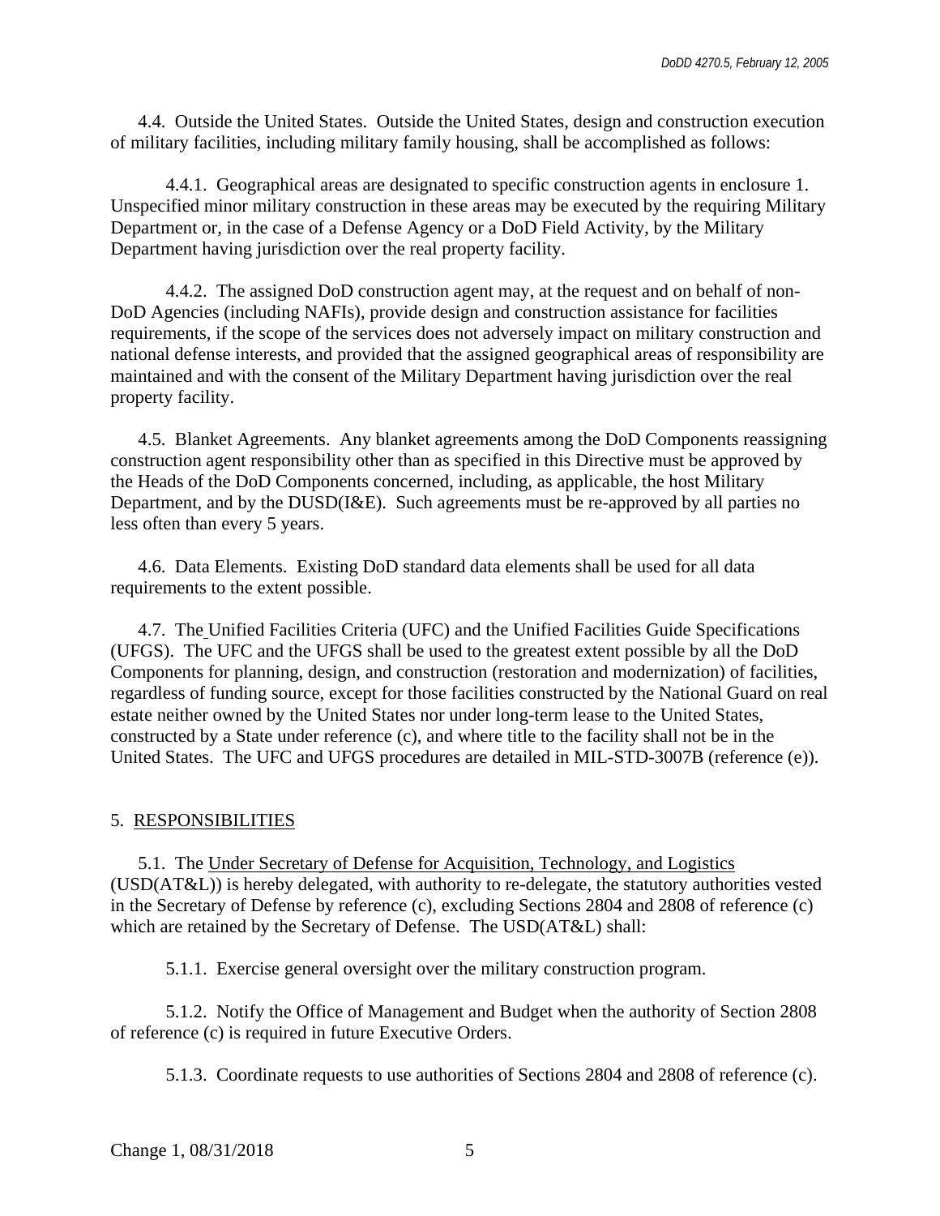4.4. Outside the United States. Outside the United States, design and construction execution of military facilities, including military family housing, shall be accomplished as follows:

4.4.1. Geographical areas are designated to specific construction agents in enclosure 1. Unspecified minor military construction in these areas may be executed by the requiring Military Department or, in the case of a Defense Agency or a DoD Field Activity, by the Military Department having jurisdiction over the real property facility.

4.4.2. The assigned DoD construction agent may, at the request and on behalf of non-DoD Agencies (including NAFIs), provide design and construction assistance for facilities requirements, if the scope of the services does not adversely impact on military construction and national defense interests, and provided that the assigned geographical areas of responsibility are maintained and with the consent of the Military Department having jurisdiction over the real property facility.

4.5. Blanket Agreements. Any blanket agreements among the DoD Components reassigning construction agent responsibility other than as specified in this Directive must be approved by the Heads of the DoD Components concerned, including, as applicable, the host Military Department, and by the DUSD(I&E). Such agreements must be re-approved by all parties no less often than every 5 years.

4.6. Data Elements. Existing DoD standard data elements shall be used for all data requirements to the extent possible.

4.7. The Unified Facilities Criteria (UFC) and the Unified Facilities Guide Specifications (UFGS). The UFC and the UFGS shall be used to the greatest extent possible by all the DoD Components for planning, design, and construction (restoration and modernization) of facilities, regardless of funding source, except for those facilities constructed by the National Guard on real estate neither owned by the United States nor under long-term lease to the United States, constructed by a State under reference (c), and where title to the facility shall not be in the United States. The UFC and UFGS procedures are detailed in MIL-STD-3007B (reference (e)).

5. RESPONSIBILITIES

5.1. The Under Secretary of Defense for Acquisition, Technology, and Logistics (USD(AT&L)) is hereby delegated, with authority to re-delegate, the statutory authorities vested in the Secretary of Defense by reference (c), excluding Sections 2804 and 2808 of reference (c) which are retained by the Secretary of Defense. The USD(AT&L) shall:

5.1.1. Exercise general oversight over the military construction program.

5.1.2. Notify the Office of Management and Budget when the authority of Section 2808 of reference (c) is required in future Executive Orders.

5.1.3. Coordinate requests to use authorities of Sections 2804 and 2808 of reference (c).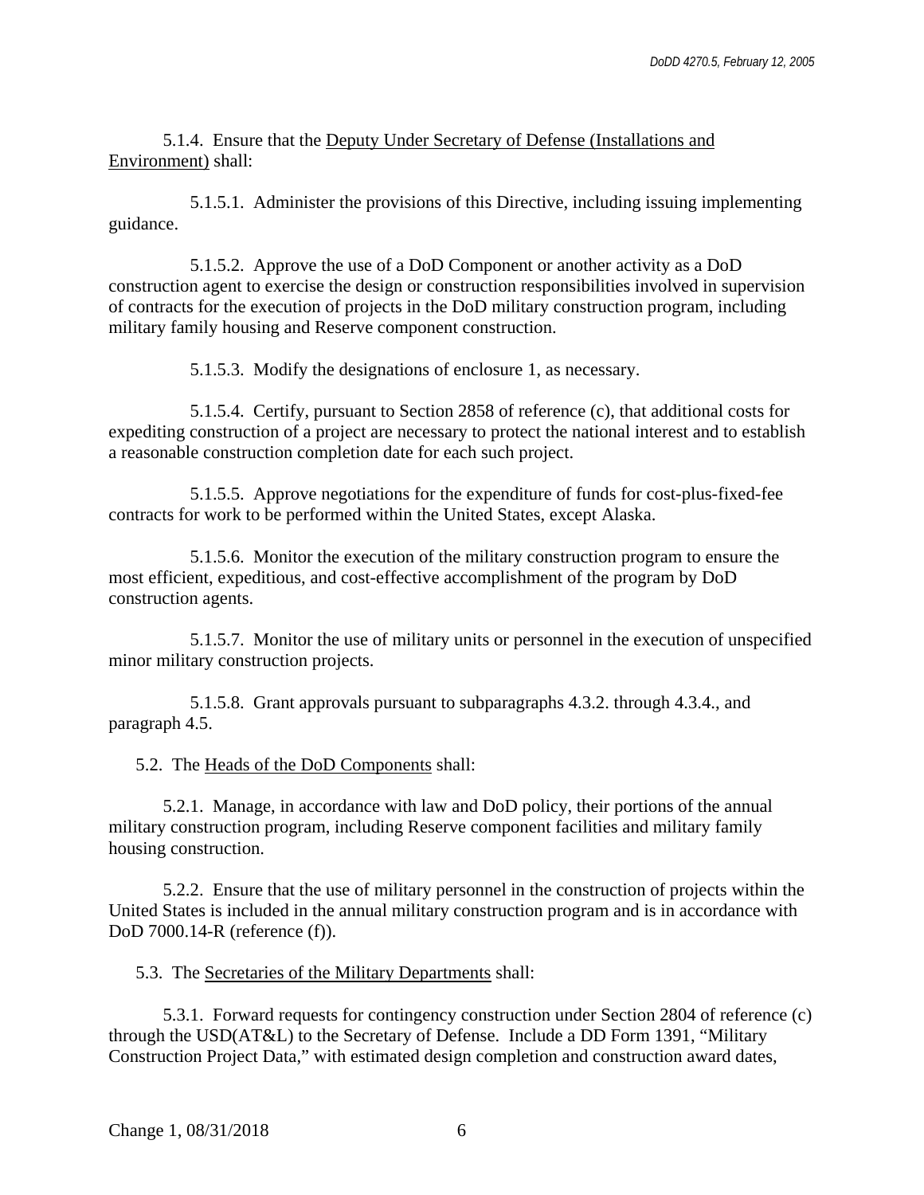5.1.4. Ensure that the Deputy Under Secretary of Defense (Installations and Environment) shall:

5.1.5.1. Administer the provisions of this Directive, including issuing implementing guidance.

5.1.5.2. Approve the use of a DoD Component or another activity as a DoD construction agent to exercise the design or construction responsibilities involved in supervision of contracts for the execution of projects in the DoD military construction program, including military family housing and Reserve component construction.

5.1.5.3. Modify the designations of enclosure 1, as necessary.

5.1.5.4. Certify, pursuant to Section 2858 of reference (c), that additional costs for expediting construction of a project are necessary to protect the national interest and to establish a reasonable construction completion date for each such project.

5.1.5.5. Approve negotiations for the expenditure of funds for cost-plus-fixed-fee contracts for work to be performed within the United States, except Alaska.

5.1.5.6. Monitor the execution of the military construction program to ensure the most efficient, expeditious, and cost-effective accomplishment of the program by DoD construction agents.

5.1.5.7. Monitor the use of military units or personnel in the execution of unspecified minor military construction projects.

5.1.5.8. Grant approvals pursuant to subparagraphs 4.3.2. through 4.3.4., and paragraph 4.5.

5.2. The Heads of the DoD Components shall:

5.2.1. Manage, in accordance with law and DoD policy, their portions of the annual military construction program, including Reserve component facilities and military family housing construction.

5.2.2. Ensure that the use of military personnel in the construction of projects within the United States is included in the annual military construction program and is in accordance with DoD 7000.14-R (reference (f)).

5.3. The Secretaries of the Military Departments shall:

5.3.1. Forward requests for contingency construction under Section 2804 of reference (c) through the USD(AT&L) to the Secretary of Defense. Include a DD Form 1391, "Military Construction Project Data," with estimated design completion and construction award dates,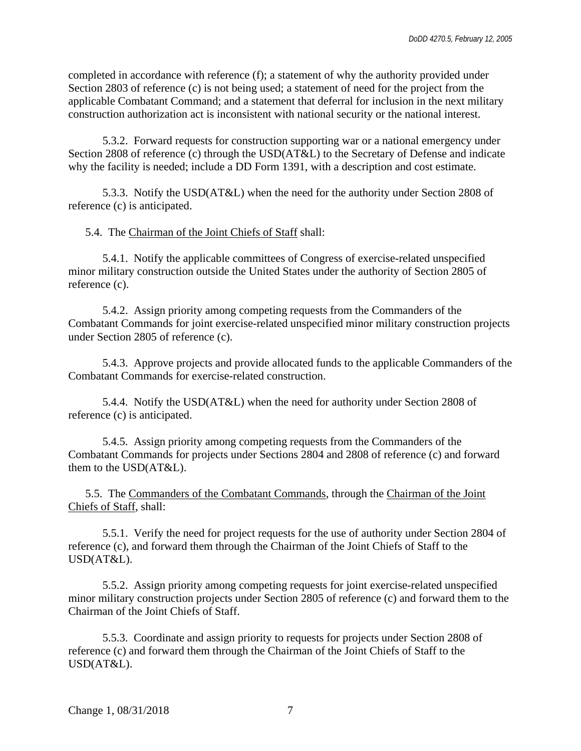completed in accordance with reference (f); a statement of why the authority provided under Section 2803 of reference (c) is not being used; a statement of need for the project from the applicable Combatant Command; and a statement that deferral for inclusion in the next military construction authorization act is inconsistent with national security or the national interest.

5.3.2. Forward requests for construction supporting war or a national emergency under Section 2808 of reference (c) through the USD(AT&L) to the Secretary of Defense and indicate why the facility is needed; include a DD Form 1391, with a description and cost estimate.

5.3.3. Notify the USD(AT&L) when the need for the authority under Section 2808 of reference (c) is anticipated.

5.4. The Chairman of the Joint Chiefs of Staff shall:

5.4.1. Notify the applicable committees of Congress of exercise-related unspecified minor military construction outside the United States under the authority of Section 2805 of reference (c).

5.4.2. Assign priority among competing requests from the Commanders of the Combatant Commands for joint exercise-related unspecified minor military construction projects under Section 2805 of reference (c).

5.4.3. Approve projects and provide allocated funds to the applicable Commanders of the Combatant Commands for exercise-related construction.

5.4.4. Notify the USD(AT&L) when the need for authority under Section 2808 of reference (c) is anticipated.

5.4.5. Assign priority among competing requests from the Commanders of the Combatant Commands for projects under Sections 2804 and 2808 of reference (c) and forward them to the USD(AT&L).

5.5. The Commanders of the Combatant Commands, through the Chairman of the Joint Chiefs of Staff, shall:

5.5.1. Verify the need for project requests for the use of authority under Section 2804 of reference (c), and forward them through the Chairman of the Joint Chiefs of Staff to the USD(AT&L).

5.5.2. Assign priority among competing requests for joint exercise-related unspecified minor military construction projects under Section 2805 of reference (c) and forward them to the Chairman of the Joint Chiefs of Staff.

5.5.3. Coordinate and assign priority to requests for projects under Section 2808 of reference (c) and forward them through the Chairman of the Joint Chiefs of Staff to the USD(AT&L).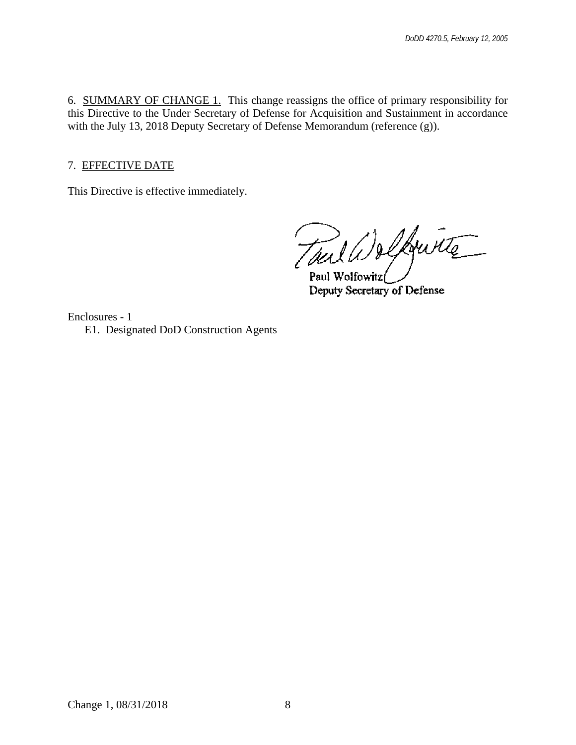6. <u>SUMMARY OF CHANGE 1.</u> This change reassigns the office of primary responsibility for this Directive to the Under Secretary of Defense for Acquisition and Sustainment in accordance with the July 13, 2018 Deputy Secretary of Defense Memorandum (reference (g)).

7. <u>EFFECTIVE DATE</u>

This Directive is effective immediately.

Paul Wolfowitz
Deputy Secretary of Defense

Enclosures - 1
E1. Designated DoD Construction Agents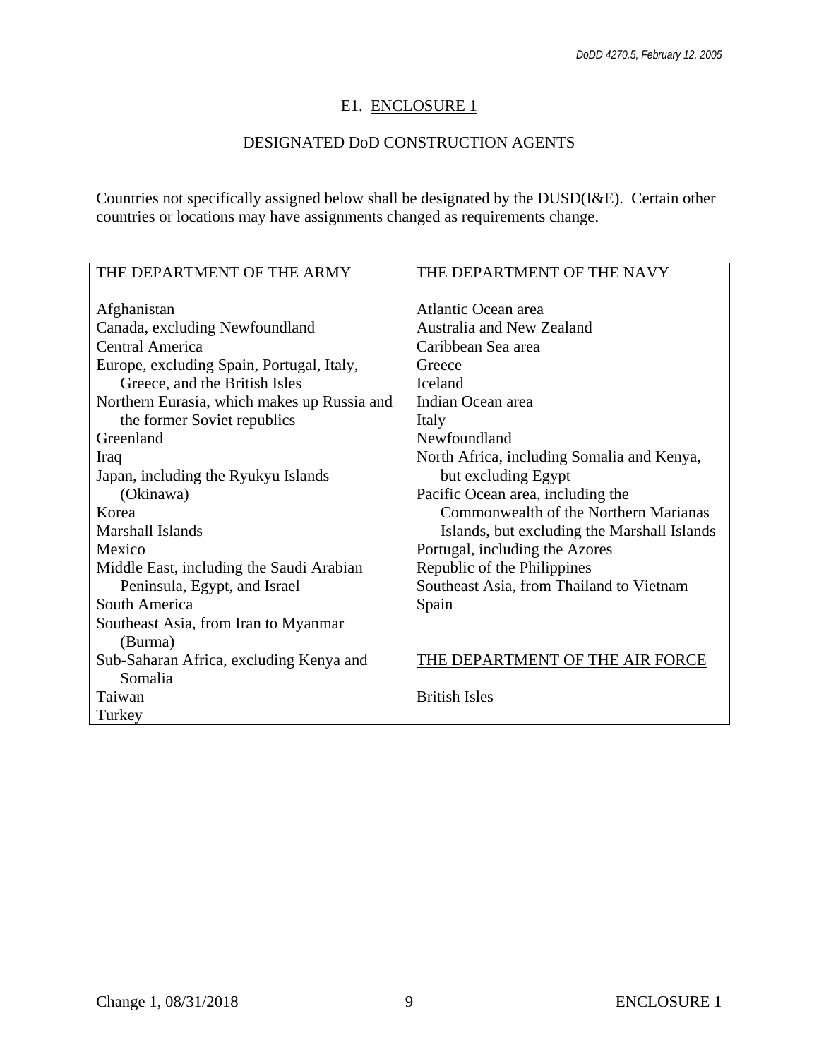# E1. ENCLOSURE 1

## DESIGNATED DoD CONSTRUCTION AGENTS

Countries not specifically assigned below shall be designated by the DUSD(I&E). Certain other countries or locations may have assignments changed as requirements change.

| THE DEPARTMENT OF THE ARMY | THE DEPARTMENT OF THE NAVY |
|---|---|
| Afghanistan | Atlantic Ocean area |
| Canada, excluding Newfoundland | Australia and New Zealand |
| Central America | Caribbean Sea area |
| Europe, excluding Spain, Portugal, Italy, Greece, and the British Isles | Greece |
| Northern Eurasia, which makes up Russia and the former Soviet republics | Iceland |
| Greenland | Indian Ocean area |
| Iraq | Italy |
| Japan, including the Ryukyu Islands (Okinawa) | Newfoundland |
| Korea | North Africa, including Somalia and Kenya, but excluding Egypt |
| Marshall Islands | Pacific Ocean area, including the Commonwealth of the Northern Marianas Islands, but excluding the Marshall Islands |
| Mexico | Portugal, including the Azores |
| Middle East, including the Saudi Arabian Peninsula, Egypt, and Israel | Republic of the Philippines |
| South America | Southeast Asia, from Thailand to Vietnam |
| Southeast Asia, from Iran to Myanmar (Burma) | Spain |
| Sub-Saharan Africa, excluding Kenya and Somalia | **THE DEPARTMENT OF THE AIR FORCE** |
| Taiwan | British Isles |
| Turkey | |

Change 1, 08/31/2018